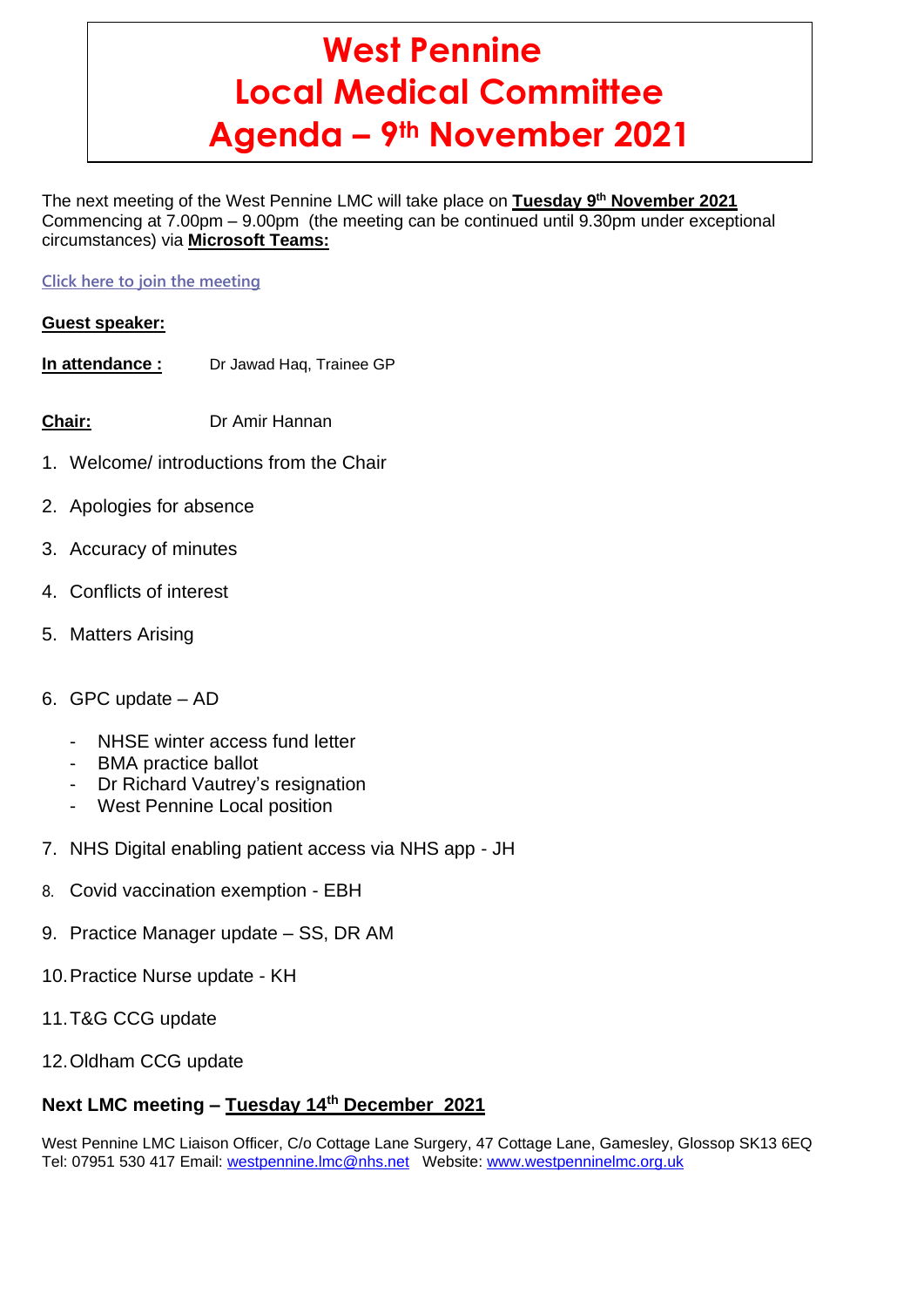# West Pennine Local Medical Committee Agenda – 9th November 2021

The next meeting of the West Pennine LMC will take place on **Tuesday 9th November 2021** Commencing at 7.00pm – 9.00pm (the meeting can be continued until 9.30pm under exceptional circumstances) via **Microsoft Teams:**

Click here to join the meeting

**Guest speaker:**

**In attendance :** Dr Jawad Haq, Trainee GP

**Chair:** Dr Amir Hannan

1. Welcome/ introductions from the Chair
2. Apologies for absence
3. Accuracy of minutes
4. Conflicts of interest
5. Matters Arising
6. GPC update – AD
   - NHSE winter access fund letter
   - BMA practice ballot
   - Dr Richard Vautrey's resignation
   - West Pennine Local position
7. NHS Digital enabling patient access via NHS app - JH
8. Covid vaccination exemption - EBH
9. Practice Manager update – SS, DR AM
10. Practice Nurse update - KH
11. T&G CCG update
12. Oldham CCG update

**Next LMC meeting – Tuesday 14th December 2021**

West Pennine LMC Liaison Officer, C/o Cottage Lane Surgery, 47 Cottage Lane, Gamesley, Glossop SK13 6EQ
Tel: 07951 530 417 Email: westpennine.lmc@nhs.net Website: www.westpenninelmc.org.uk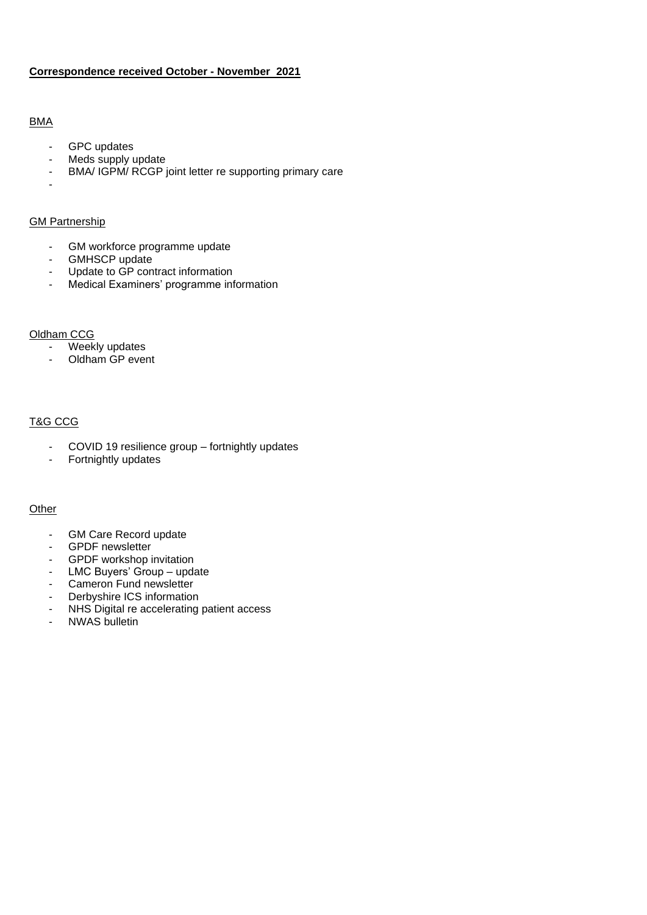**Correspondence received October - November 2021**

BMA

- GPC updates
- Meds supply update
- BMA/ IGPM/ RCGP joint letter re supporting primary care
-

GM Partnership

- GM workforce programme update
- GMHSCP update
- Update to GP contract information
- Medical Examiners' programme information

Oldham CCG

- Weekly updates
- Oldham GP event

T&G CCG

- COVID 19 resilience group – fortnightly updates
- Fortnightly updates

Other

- GM Care Record update
- GPDF newsletter
- GPDF workshop invitation
- LMC Buyers' Group – update
- Cameron Fund newsletter
- Derbyshire ICS information
- NHS Digital re accelerating patient access
- NWAS bulletin